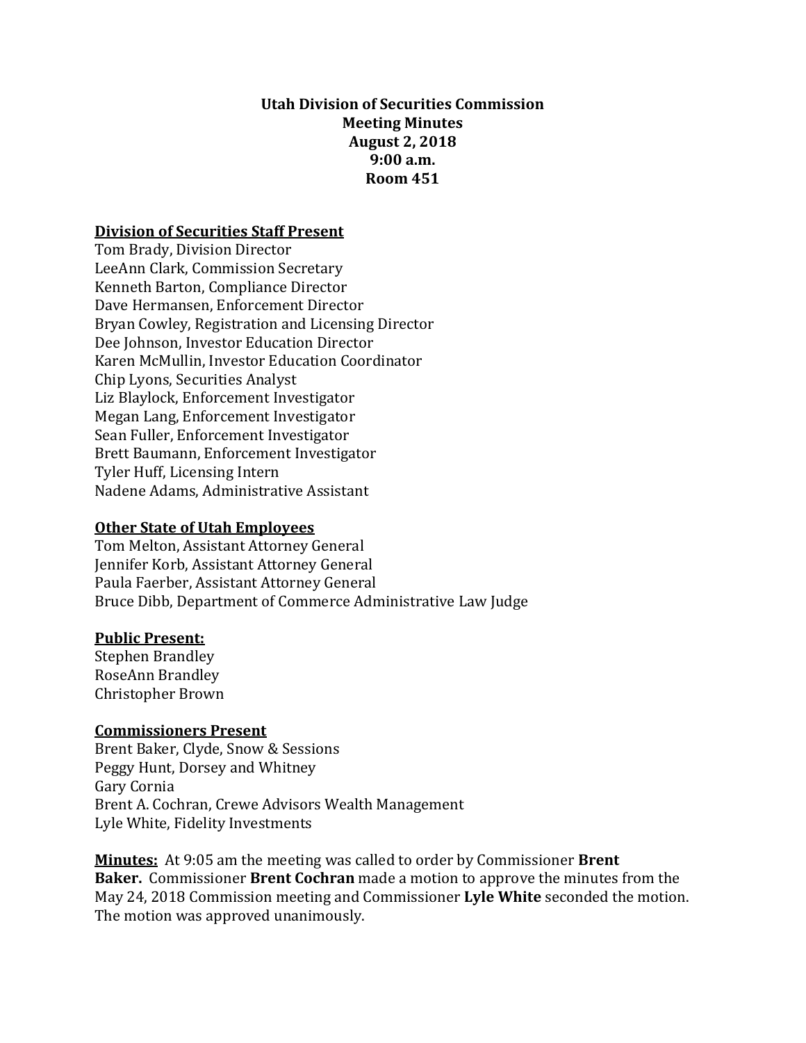# Utah Division of Securities Commission
## Meeting Minutes
## August 2, 2018
## 9:00 a.m.
## Room 451

**Division of Securities Staff Present**

Tom Brady, Division Director
LeeAnn Clark, Commission Secretary
Kenneth Barton, Compliance Director
Dave Hermansen, Enforcement Director
Bryan Cowley, Registration and Licensing Director
Dee Johnson, Investor Education Director
Karen McMullin, Investor Education Coordinator
Chip Lyons, Securities Analyst
Liz Blaylock, Enforcement Investigator
Megan Lang, Enforcement Investigator
Sean Fuller, Enforcement Investigator
Brett Baumann, Enforcement Investigator
Tyler Huff, Licensing Intern
Nadene Adams, Administrative Assistant

**Other State of Utah Employees**

Tom Melton, Assistant Attorney General
Jennifer Korb, Assistant Attorney General
Paula Faerber, Assistant Attorney General
Bruce Dibb, Department of Commerce Administrative Law Judge

**Public Present:**

Stephen Brandley
RoseAnn Brandley
Christopher Brown

**Commissioners Present**

Brent Baker, Clyde, Snow & Sessions
Peggy Hunt, Dorsey and Whitney
Gary Cornia
Brent A. Cochran, Crewe Advisors Wealth Management
Lyle White, Fidelity Investments

**Minutes:** At 9:05 am the meeting was called to order by Commissioner **Brent Baker.** Commissioner **Brent Cochran** made a motion to approve the minutes from the May 24, 2018 Commission meeting and Commissioner **Lyle White** seconded the motion. The motion was approved unanimously.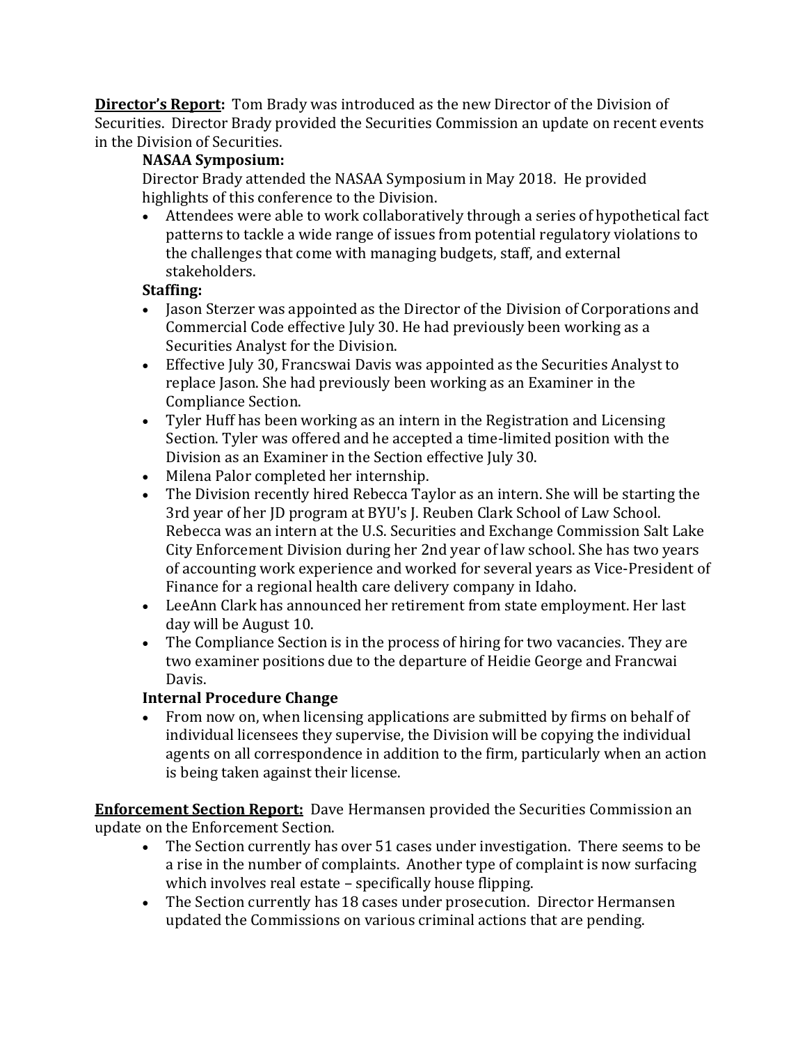**Director's Report:** Tom Brady was introduced as the new Director of the Division of Securities. Director Brady provided the Securities Commission an update on recent events in the Division of Securities.

**NASAA Symposium:**

Director Brady attended the NASAA Symposium in May 2018. He provided highlights of this conference to the Division.

- Attendees were able to work collaboratively through a series of hypothetical fact patterns to tackle a wide range of issues from potential regulatory violations to the challenges that come with managing budgets, staff, and external stakeholders.

**Staffing:**

- Jason Sterzer was appointed as the Director of the Division of Corporations and Commercial Code effective July 30. He had previously been working as a Securities Analyst for the Division.
- Effective July 30, Francswai Davis was appointed as the Securities Analyst to replace Jason. She had previously been working as an Examiner in the Compliance Section.
- Tyler Huff has been working as an intern in the Registration and Licensing Section. Tyler was offered and he accepted a time-limited position with the Division as an Examiner in the Section effective July 30.
- Milena Palor completed her internship.
- The Division recently hired Rebecca Taylor as an intern. She will be starting the 3rd year of her JD program at BYU's J. Reuben Clark School of Law School. Rebecca was an intern at the U.S. Securities and Exchange Commission Salt Lake City Enforcement Division during her 2nd year of law school. She has two years of accounting work experience and worked for several years as Vice-President of Finance for a regional health care delivery company in Idaho.
- LeeAnn Clark has announced her retirement from state employment. Her last day will be August 10.
- The Compliance Section is in the process of hiring for two vacancies. They are two examiner positions due to the departure of Heidie George and Francwai Davis.

**Internal Procedure Change**

- From now on, when licensing applications are submitted by firms on behalf of individual licensees they supervise, the Division will be copying the individual agents on all correspondence in addition to the firm, particularly when an action is being taken against their license.

**Enforcement Section Report:** Dave Hermansen provided the Securities Commission an update on the Enforcement Section.

- The Section currently has over 51 cases under investigation. There seems to be a rise in the number of complaints. Another type of complaint is now surfacing which involves real estate – specifically house flipping.
- The Section currently has 18 cases under prosecution. Director Hermansen updated the Commissions on various criminal actions that are pending.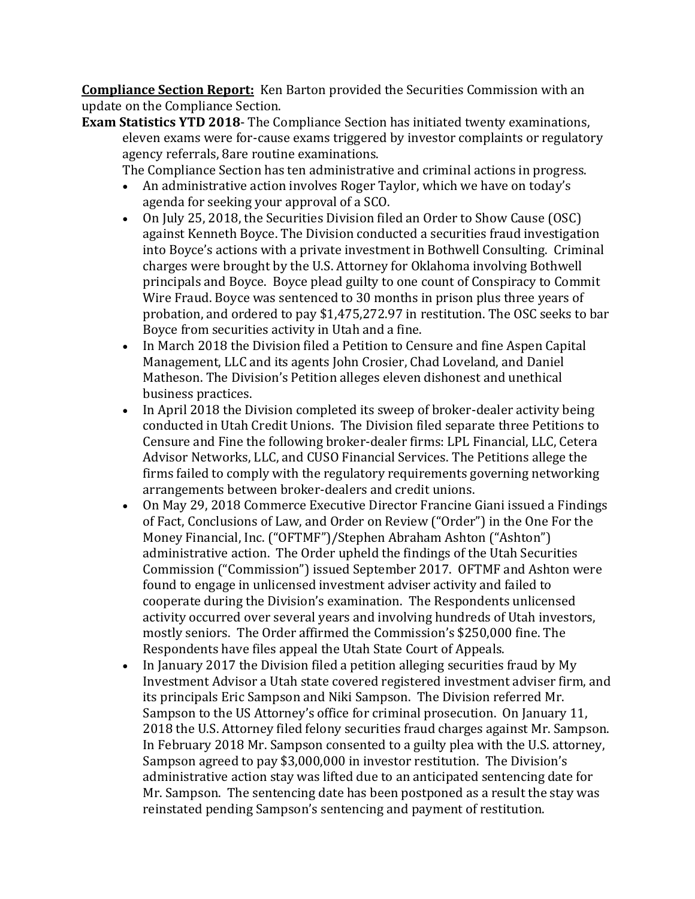**Compliance Section Report:** Ken Barton provided the Securities Commission with an update on the Compliance Section.

**Exam Statistics YTD 2018**- The Compliance Section has initiated twenty examinations, eleven exams were for-cause exams triggered by investor complaints or regulatory agency referrals, 8are routine examinations.

The Compliance Section has ten administrative and criminal actions in progress.

- An administrative action involves Roger Taylor, which we have on today's agenda for seeking your approval of a SCO.
- On July 25, 2018, the Securities Division filed an Order to Show Cause (OSC) against Kenneth Boyce. The Division conducted a securities fraud investigation into Boyce's actions with a private investment in Bothwell Consulting. Criminal charges were brought by the U.S. Attorney for Oklahoma involving Bothwell principals and Boyce. Boyce plead guilty to one count of Conspiracy to Commit Wire Fraud. Boyce was sentenced to 30 months in prison plus three years of probation, and ordered to pay $1,475,272.97 in restitution. The OSC seeks to bar Boyce from securities activity in Utah and a fine.
- In March 2018 the Division filed a Petition to Censure and fine Aspen Capital Management, LLC and its agents John Crosier, Chad Loveland, and Daniel Matheson. The Division's Petition alleges eleven dishonest and unethical business practices.
- In April 2018 the Division completed its sweep of broker-dealer activity being conducted in Utah Credit Unions. The Division filed separate three Petitions to Censure and Fine the following broker-dealer firms: LPL Financial, LLC, Cetera Advisor Networks, LLC, and CUSO Financial Services. The Petitions allege the firms failed to comply with the regulatory requirements governing networking arrangements between broker-dealers and credit unions.
- On May 29, 2018 Commerce Executive Director Francine Giani issued a Findings of Fact, Conclusions of Law, and Order on Review ("Order") in the One For the Money Financial, Inc. ("OFTMF")/Stephen Abraham Ashton ("Ashton") administrative action. The Order upheld the findings of the Utah Securities Commission ("Commission") issued September 2017. OFTMF and Ashton were found to engage in unlicensed investment adviser activity and failed to cooperate during the Division's examination. The Respondents unlicensed activity occurred over several years and involving hundreds of Utah investors, mostly seniors. The Order affirmed the Commission's $250,000 fine. The Respondents have files appeal the Utah State Court of Appeals.
- In January 2017 the Division filed a petition alleging securities fraud by My Investment Advisor a Utah state covered registered investment adviser firm, and its principals Eric Sampson and Niki Sampson. The Division referred Mr. Sampson to the US Attorney's office for criminal prosecution. On January 11, 2018 the U.S. Attorney filed felony securities fraud charges against Mr. Sampson. In February 2018 Mr. Sampson consented to a guilty plea with the U.S. attorney, Sampson agreed to pay $3,000,000 in investor restitution. The Division's administrative action stay was lifted due to an anticipated sentencing date for Mr. Sampson. The sentencing date has been postponed as a result the stay was reinstated pending Sampson's sentencing and payment of restitution.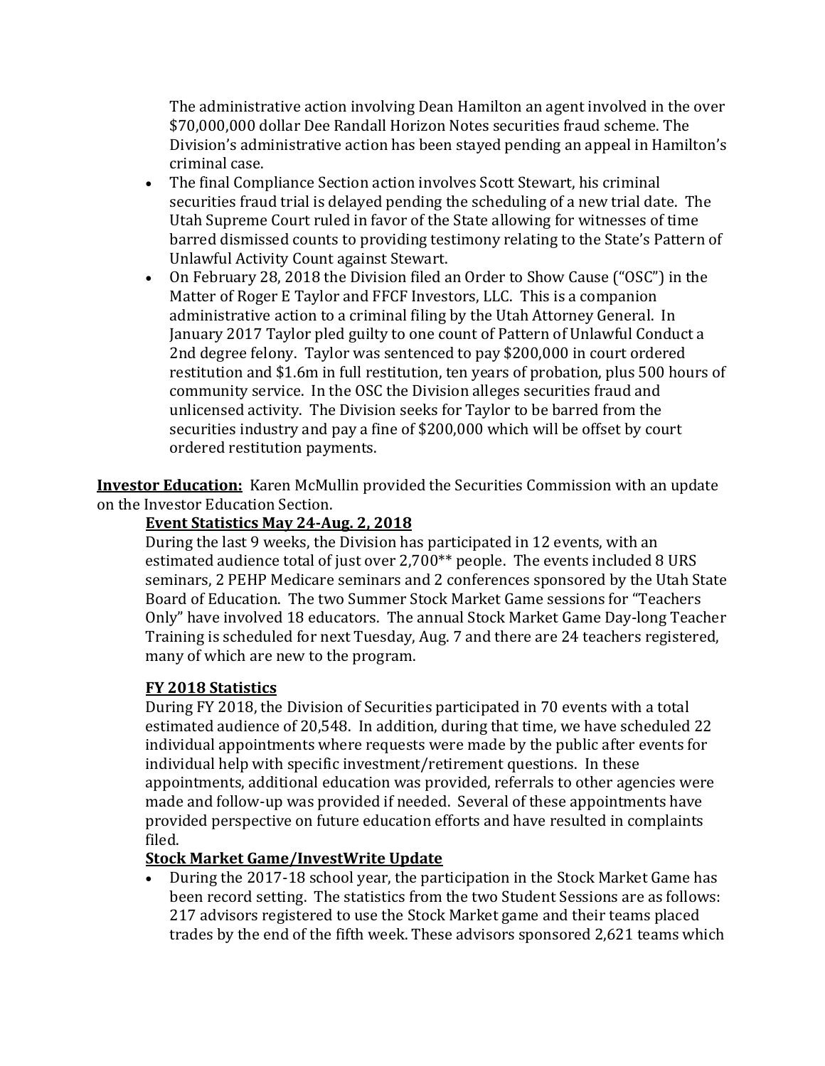The administrative action involving Dean Hamilton an agent involved in the over $70,000,000 dollar Dee Randall Horizon Notes securities fraud scheme. The Division's administrative action has been stayed pending an appeal in Hamilton's criminal case.

- The final Compliance Section action involves Scott Stewart, his criminal securities fraud trial is delayed pending the scheduling of a new trial date. The Utah Supreme Court ruled in favor of the State allowing for witnesses of time barred dismissed counts to providing testimony relating to the State's Pattern of Unlawful Activity Count against Stewart.
- On February 28, 2018 the Division filed an Order to Show Cause ("OSC") in the Matter of Roger E Taylor and FFCF Investors, LLC. This is a companion administrative action to a criminal filing by the Utah Attorney General. In January 2017 Taylor pled guilty to one count of Pattern of Unlawful Conduct a 2nd degree felony. Taylor was sentenced to pay $200,000 in court ordered restitution and $1.6m in full restitution, ten years of probation, plus 500 hours of community service. In the OSC the Division alleges securities fraud and unlicensed activity. The Division seeks for Taylor to be barred from the securities industry and pay a fine of $200,000 which will be offset by court ordered restitution payments.

**<u>Investor Education:</u>** Karen McMullin provided the Securities Commission with an update on the Investor Education Section.

**<u>Event Statistics May 24-Aug. 2, 2018</u>**

During the last 9 weeks, the Division has participated in 12 events, with an estimated audience total of just over 2,700** people. The events included 8 URS seminars, 2 PEHP Medicare seminars and 2 conferences sponsored by the Utah State Board of Education. The two Summer Stock Market Game sessions for "Teachers Only" have involved 18 educators. The annual Stock Market Game Day-long Teacher Training is scheduled for next Tuesday, Aug. 7 and there are 24 teachers registered, many of which are new to the program.

**<u>FY 2018 Statistics</u>**

During FY 2018, the Division of Securities participated in 70 events with a total estimated audience of 20,548. In addition, during that time, we have scheduled 22 individual appointments where requests were made by the public after events for individual help with specific investment/retirement questions. In these appointments, additional education was provided, referrals to other agencies were made and follow-up was provided if needed. Several of these appointments have provided perspective on future education efforts and have resulted in complaints filed.

**<u>Stock Market Game/InvestWrite Update</u>**

- During the 2017-18 school year, the participation in the Stock Market Game has been record setting. The statistics from the two Student Sessions are as follows: 217 advisors registered to use the Stock Market game and their teams placed trades by the end of the fifth week. These advisors sponsored 2,621 teams which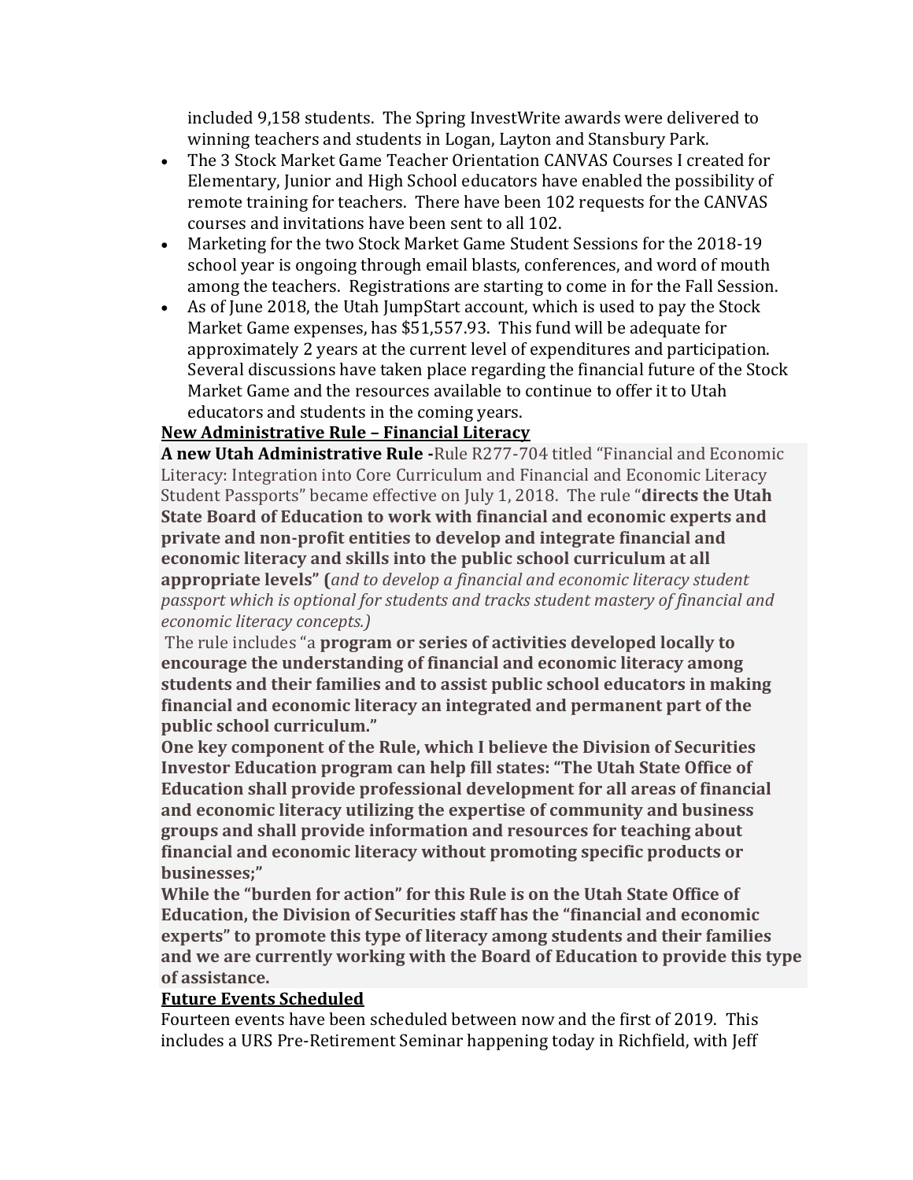included 9,158 students. The Spring InvestWrite awards were delivered to winning teachers and students in Logan, Layton and Stansbury Park.

- The 3 Stock Market Game Teacher Orientation CANVAS Courses I created for Elementary, Junior and High School educators have enabled the possibility of remote training for teachers. There have been 102 requests for the CANVAS courses and invitations have been sent to all 102.
- Marketing for the two Stock Market Game Student Sessions for the 2018-19 school year is ongoing through email blasts, conferences, and word of mouth among the teachers. Registrations are starting to come in for the Fall Session.
- As of June 2018, the Utah JumpStart account, which is used to pay the Stock Market Game expenses, has $51,557.93. This fund will be adequate for approximately 2 years at the current level of expenditures and participation. Several discussions have taken place regarding the financial future of the Stock Market Game and the resources available to continue to offer it to Utah educators and students in the coming years.

**<u>New Administrative Rule – Financial Literacy</u>**

**A new Utah Administrative Rule -**Rule R277-704 titled "Financial and Economic Literacy: Integration into Core Curriculum and Financial and Economic Literacy Student Passports" became effective on July 1, 2018. The rule "**directs the Utah State Board of Education to work with financial and economic experts and private and non-profit entities to develop and integrate financial and economic literacy and skills into the public school curriculum at all appropriate levels" (***and to develop a financial and economic literacy student passport which is optional for students and tracks student mastery of financial and economic literacy concepts.)*

The rule includes "a **program or series of activities developed locally to encourage the understanding of financial and economic literacy among students and their families and to assist public school educators in making financial and economic literacy an integrated and permanent part of the public school curriculum."**

**One key component of the Rule, which I believe the Division of Securities Investor Education program can help fill states: "The Utah State Office of Education shall provide professional development for all areas of financial and economic literacy utilizing the expertise of community and business groups and shall provide information and resources for teaching about financial and economic literacy without promoting specific products or businesses;"**

**While the "burden for action" for this Rule is on the Utah State Office of Education, the Division of Securities staff has the "financial and economic experts" to promote this type of literacy among students and their families and we are currently working with the Board of Education to provide this type of assistance.**

**<u>Future Events Scheduled</u>**

Fourteen events have been scheduled between now and the first of 2019. This includes a URS Pre-Retirement Seminar happening today in Richfield, with Jeff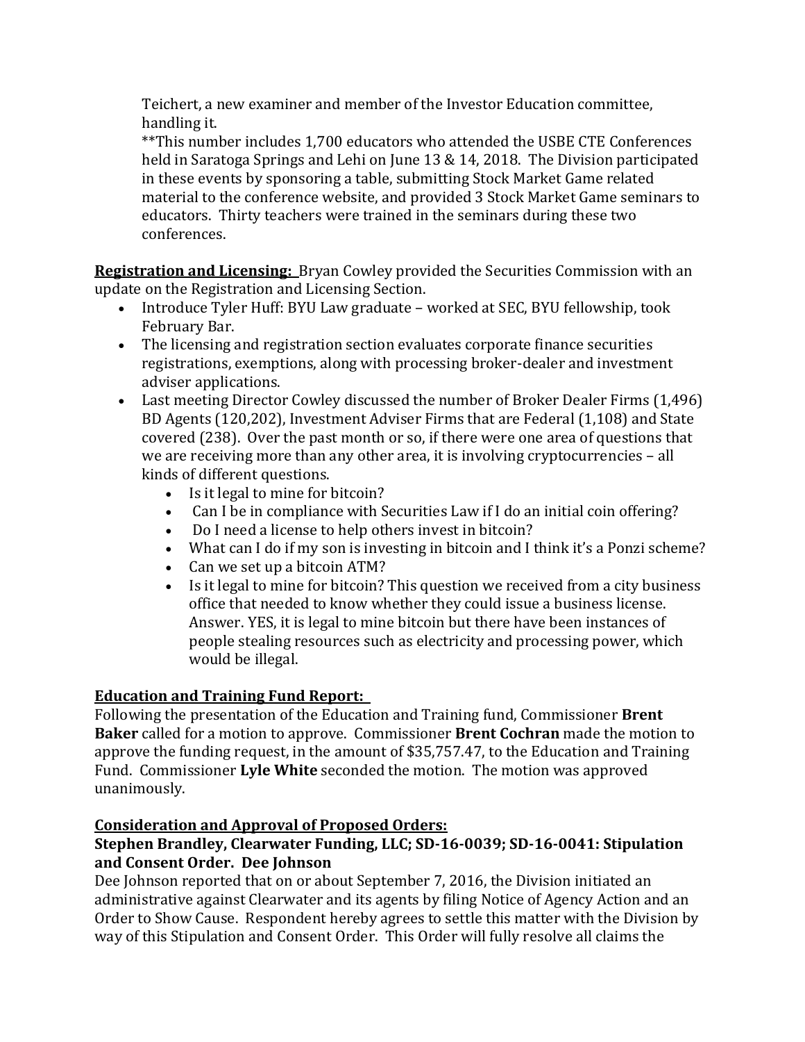Teichert, a new examiner and member of the Investor Education committee, handling it.

**This number includes 1,700 educators who attended the USBE CTE Conferences held in Saratoga Springs and Lehi on June 13 & 14, 2018. The Division participated in these events by sponsoring a table, submitting Stock Market Game related material to the conference website, and provided 3 Stock Market Game seminars to educators. Thirty teachers were trained in the seminars during these two conferences.

**<u>Registration and Licensing:</u>** Bryan Cowley provided the Securities Commission with an update on the Registration and Licensing Section.

- Introduce Tyler Huff: BYU Law graduate – worked at SEC, BYU fellowship, took February Bar.
- The licensing and registration section evaluates corporate finance securities registrations, exemptions, along with processing broker-dealer and investment adviser applications.
- Last meeting Director Cowley discussed the number of Broker Dealer Firms (1,496) BD Agents (120,202), Investment Adviser Firms that are Federal (1,108) and State covered (238). Over the past month or so, if there were one area of questions that we are receiving more than any other area, it is involving cryptocurrencies – all kinds of different questions.
  - Is it legal to mine for bitcoin?
  - Can I be in compliance with Securities Law if I do an initial coin offering?
  - Do I need a license to help others invest in bitcoin?
  - What can I do if my son is investing in bitcoin and I think it's a Ponzi scheme?
  - Can we set up a bitcoin ATM?
  - Is it legal to mine for bitcoin? This question we received from a city business office that needed to know whether they could issue a business license. Answer. YES, it is legal to mine bitcoin but there have been instances of people stealing resources such as electricity and processing power, which would be illegal.

**<u>Education and Training Fund Report:</u>**

Following the presentation of the Education and Training fund, Commissioner **Brent Baker** called for a motion to approve. Commissioner **Brent Cochran** made the motion to approve the funding request, in the amount of $35,757.47, to the Education and Training Fund. Commissioner **Lyle White** seconded the motion. The motion was approved unanimously.

**<u>Consideration and Approval of Proposed Orders:</u>**

**Stephen Brandley, Clearwater Funding, LLC; SD-16-0039; SD-16-0041: Stipulation and Consent Order. Dee Johnson**

Dee Johnson reported that on or about September 7, 2016, the Division initiated an administrative against Clearwater and its agents by filing Notice of Agency Action and an Order to Show Cause. Respondent hereby agrees to settle this matter with the Division by way of this Stipulation and Consent Order. This Order will fully resolve all claims the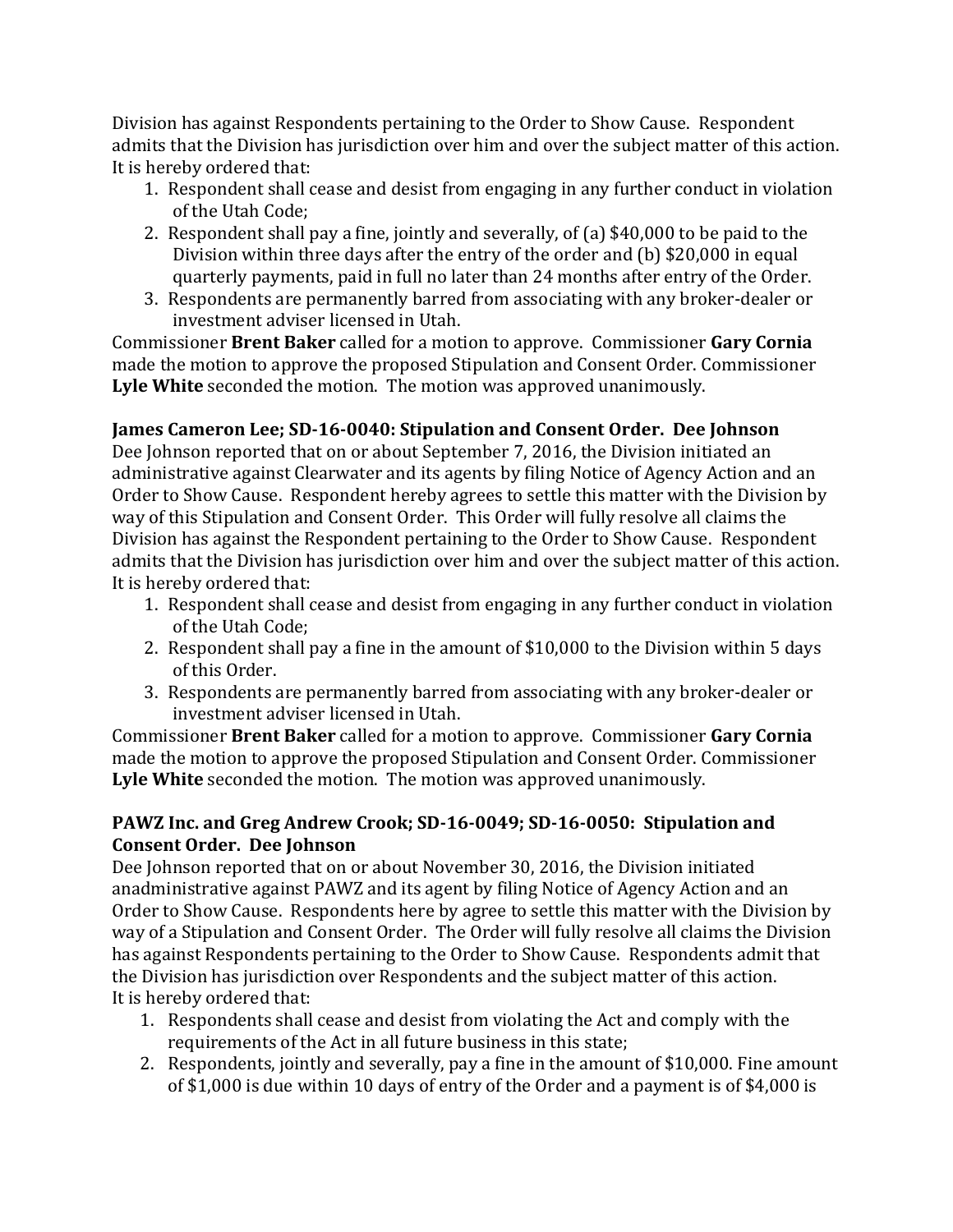Division has against Respondents pertaining to the Order to Show Cause. Respondent admits that the Division has jurisdiction over him and over the subject matter of this action. It is hereby ordered that:

1. Respondent shall cease and desist from engaging in any further conduct in violation of the Utah Code;
2. Respondent shall pay a fine, jointly and severally, of (a) $40,000 to be paid to the Division within three days after the entry of the order and (b) $20,000 in equal quarterly payments, paid in full no later than 24 months after entry of the Order.
3. Respondents are permanently barred from associating with any broker-dealer or investment adviser licensed in Utah.

Commissioner **Brent Baker** called for a motion to approve. Commissioner **Gary Cornia** made the motion to approve the proposed Stipulation and Consent Order. Commissioner **Lyle White** seconded the motion. The motion was approved unanimously.

**James Cameron Lee; SD-16-0040: Stipulation and Consent Order. Dee Johnson**

Dee Johnson reported that on or about September 7, 2016, the Division initiated an administrative against Clearwater and its agents by filing Notice of Agency Action and an Order to Show Cause. Respondent hereby agrees to settle this matter with the Division by way of this Stipulation and Consent Order. This Order will fully resolve all claims the Division has against the Respondent pertaining to the Order to Show Cause. Respondent admits that the Division has jurisdiction over him and over the subject matter of this action. It is hereby ordered that:

1. Respondent shall cease and desist from engaging in any further conduct in violation of the Utah Code;
2. Respondent shall pay a fine in the amount of $10,000 to the Division within 5 days of this Order.
3. Respondents are permanently barred from associating with any broker-dealer or investment adviser licensed in Utah.

Commissioner **Brent Baker** called for a motion to approve. Commissioner **Gary Cornia** made the motion to approve the proposed Stipulation and Consent Order. Commissioner **Lyle White** seconded the motion. The motion was approved unanimously.

**PAWZ Inc. and Greg Andrew Crook; SD-16-0049; SD-16-0050: Stipulation and Consent Order. Dee Johnson**

Dee Johnson reported that on or about November 30, 2016, the Division initiated anadministrative against PAWZ and its agent by filing Notice of Agency Action and an Order to Show Cause. Respondents here by agree to settle this matter with the Division by way of a Stipulation and Consent Order. The Order will fully resolve all claims the Division has against Respondents pertaining to the Order to Show Cause. Respondents admit that the Division has jurisdiction over Respondents and the subject matter of this action.
It is hereby ordered that:

1. Respondents shall cease and desist from violating the Act and comply with the requirements of the Act in all future business in this state;
2. Respondents, jointly and severally, pay a fine in the amount of $10,000. Fine amount of $1,000 is due within 10 days of entry of the Order and a payment is of $4,000 is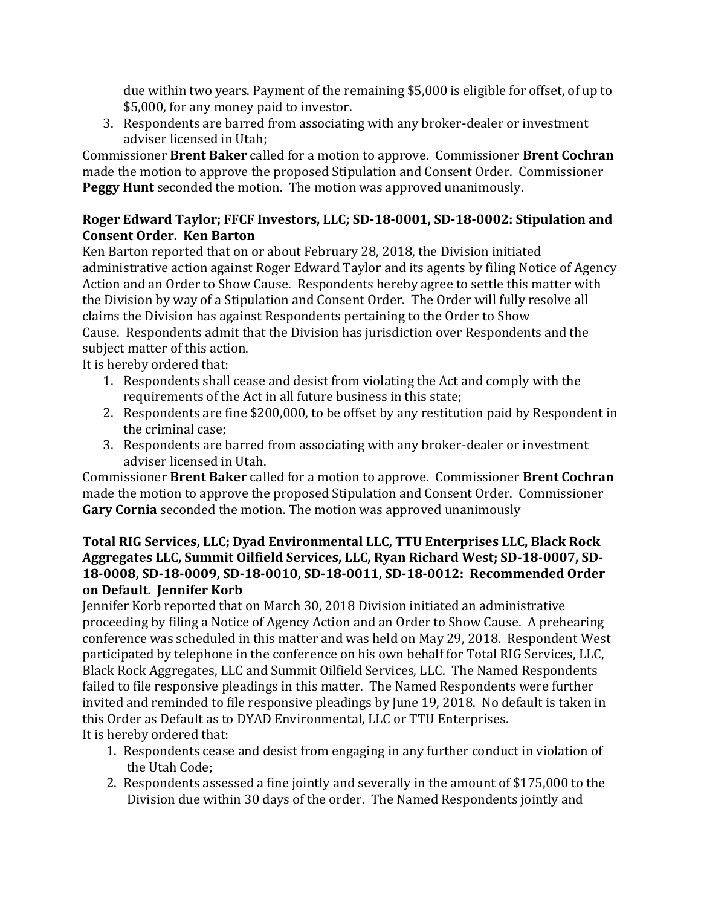due within two years. Payment of the remaining $5,000 is eligible for offset, of up to $5,000, for any money paid to investor.

3. Respondents are barred from associating with any broker-dealer or investment adviser licensed in Utah;

Commissioner **Brent Baker** called for a motion to approve. Commissioner **Brent Cochran** made the motion to approve the proposed Stipulation and Consent Order. Commissioner **Peggy Hunt** seconded the motion. The motion was approved unanimously.

**Roger Edward Taylor; FFCF Investors, LLC; SD-18-0001, SD-18-0002: Stipulation and Consent Order. Ken Barton**

Ken Barton reported that on or about February 28, 2018, the Division initiated administrative action against Roger Edward Taylor and its agents by filing Notice of Agency Action and an Order to Show Cause. Respondents hereby agree to settle this matter with the Division by way of a Stipulation and Consent Order. The Order will fully resolve all claims the Division has against Respondents pertaining to the Order to Show Cause. Respondents admit that the Division has jurisdiction over Respondents and the subject matter of this action.

It is hereby ordered that:

1. Respondents shall cease and desist from violating the Act and comply with the requirements of the Act in all future business in this state;
2. Respondents are fine $200,000, to be offset by any restitution paid by Respondent in the criminal case;
3. Respondents are barred from associating with any broker-dealer or investment adviser licensed in Utah.

Commissioner **Brent Baker** called for a motion to approve. Commissioner **Brent Cochran** made the motion to approve the proposed Stipulation and Consent Order. Commissioner **Gary Cornia** seconded the motion. The motion was approved unanimously

**Total RIG Services, LLC; Dyad Environmental LLC, TTU Enterprises LLC, Black Rock Aggregates LLC, Summit Oilfield Services, LLC, Ryan Richard West; SD-18-0007, SD-18-0008, SD-18-0009, SD-18-0010, SD-18-0011, SD-18-0012: Recommended Order on Default. Jennifer Korb**

Jennifer Korb reported that on March 30, 2018 Division initiated an administrative proceeding by filing a Notice of Agency Action and an Order to Show Cause. A prehearing conference was scheduled in this matter and was held on May 29, 2018. Respondent West participated by telephone in the conference on his own behalf for Total RIG Services, LLC, Black Rock Aggregates, LLC and Summit Oilfield Services, LLC. The Named Respondents failed to file responsive pleadings in this matter. The Named Respondents were further invited and reminded to file responsive pleadings by June 19, 2018. No default is taken in this Order as Default as to DYAD Environmental, LLC or TTU Enterprises.

It is hereby ordered that:

1. Respondents cease and desist from engaging in any further conduct in violation of the Utah Code;
2. Respondents assessed a fine jointly and severally in the amount of $175,000 to the Division due within 30 days of the order. The Named Respondents jointly and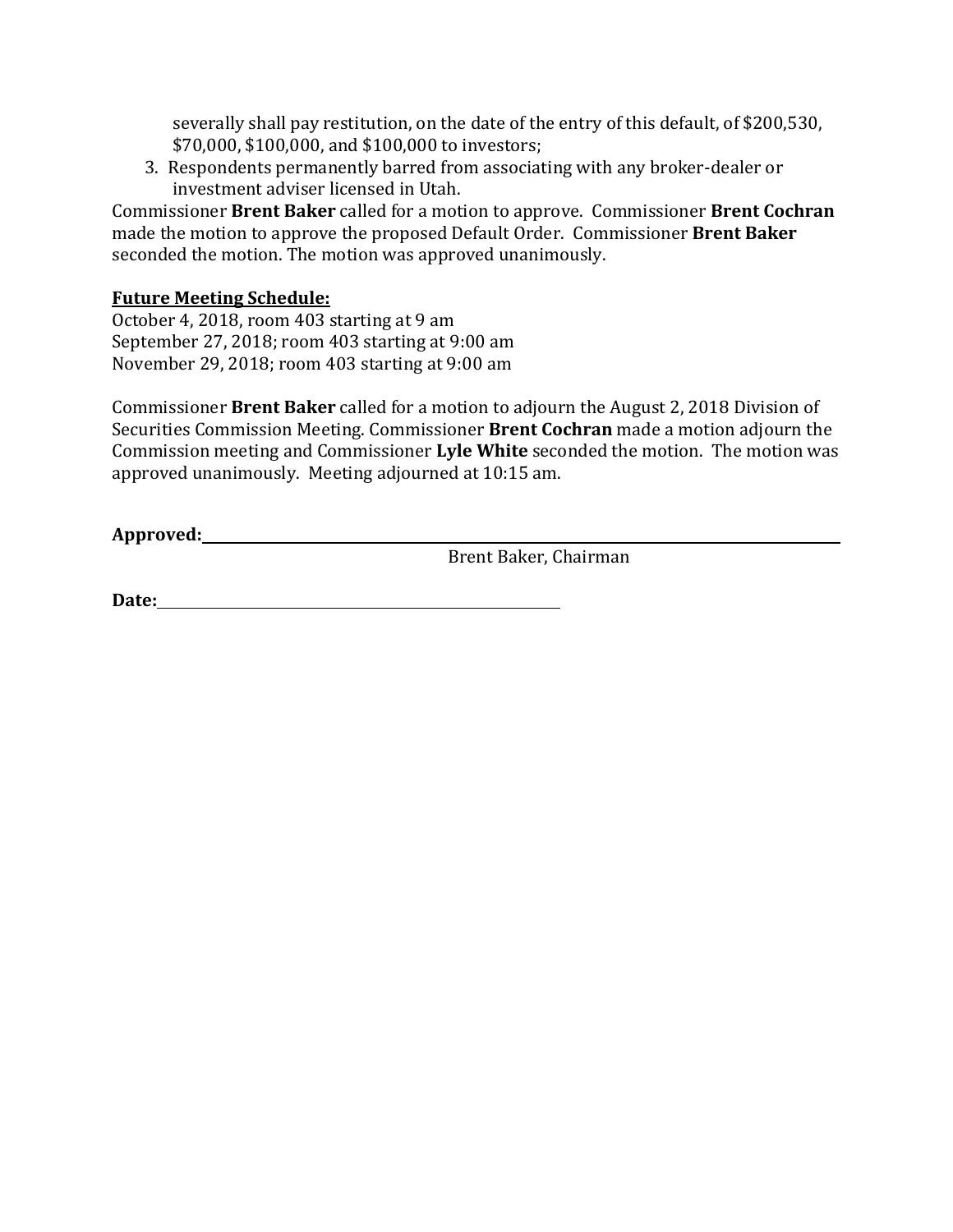severally shall pay restitution, on the date of the entry of this default, of $200,530, $70,000, $100,000, and $100,000 to investors;

3. Respondents permanently barred from associating with any broker-dealer or investment adviser licensed in Utah.

Commissioner **Brent Baker** called for a motion to approve. Commissioner **Brent Cochran** made the motion to approve the proposed Default Order. Commissioner **Brent Baker** seconded the motion. The motion was approved unanimously.

**Future Meeting Schedule:**

October 4, 2018, room 403 starting at 9 am
September 27, 2018; room 403 starting at 9:00 am
November 29, 2018; room 403 starting at 9:00 am

Commissioner **Brent Baker** called for a motion to adjourn the August 2, 2018 Division of Securities Commission Meeting. Commissioner **Brent Cochran** made a motion adjourn the Commission meeting and Commissioner **Lyle White** seconded the motion. The motion was approved unanimously. Meeting adjourned at 10:15 am.

**Approved:**\_\_\_\_\_\_\_\_\_\_\_\_\_\_\_\_\_\_\_\_\_\_\_\_\_\_\_\_\_\_\_\_\_\_\_\_\_\_\_\_\_\_\_\_
Brent Baker, Chairman

**Date:**\_\_\_\_\_\_\_\_\_\_\_\_\_\_\_\_\_\_\_\_\_\_\_\_\_\_\_\_